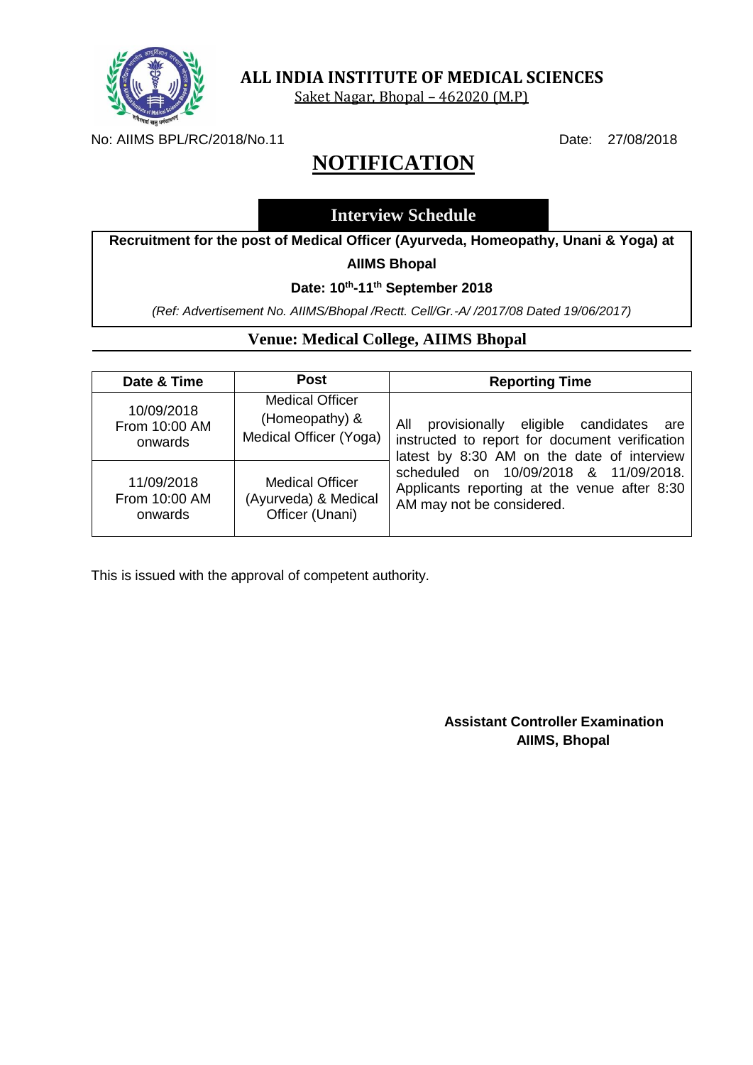# ALL INDIA INSTITUTE OF MEDICAL SCIENCES

Saket Nagar, Bhopal – 462020 (M.P)

No: AIIMS BPL/RC/2018/No.11 Date: 27/08/2018

# NOTIFICATION

## Interview Schedule

**Recruitment for the post of Medical Officer (Ayurveda, Homeopathy, Unani & Yoga) at AIIMS Bhopal**

**Date: 10th-11th September 2018**

*(Ref: Advertisement No. AIIMS/Bhopal /Rectt. Cell/Gr.-A/ /2017/08 Dated 19/06/2017)*

**Venue: Medical College, AIIMS Bhopal**

| Date & Time | Post | Reporting Time |
|---|---|---|
| 10/09/2018 From 10:00 AM onwards | Medical Officer (Homeopathy) & Medical Officer (Yoga) | All provisionally eligible candidates are instructed to report for document verification latest by 8:30 AM on the date of interview scheduled on 10/09/2018 & 11/09/2018. Applicants reporting at the venue after 8:30 AM may not be considered. |
| 11/09/2018 From 10:00 AM onwards | Medical Officer (Ayurveda) & Medical Officer (Unani) | |

This is issued with the approval of competent authority.

**Assistant Controller Examination**
**AIIMS, Bhopal**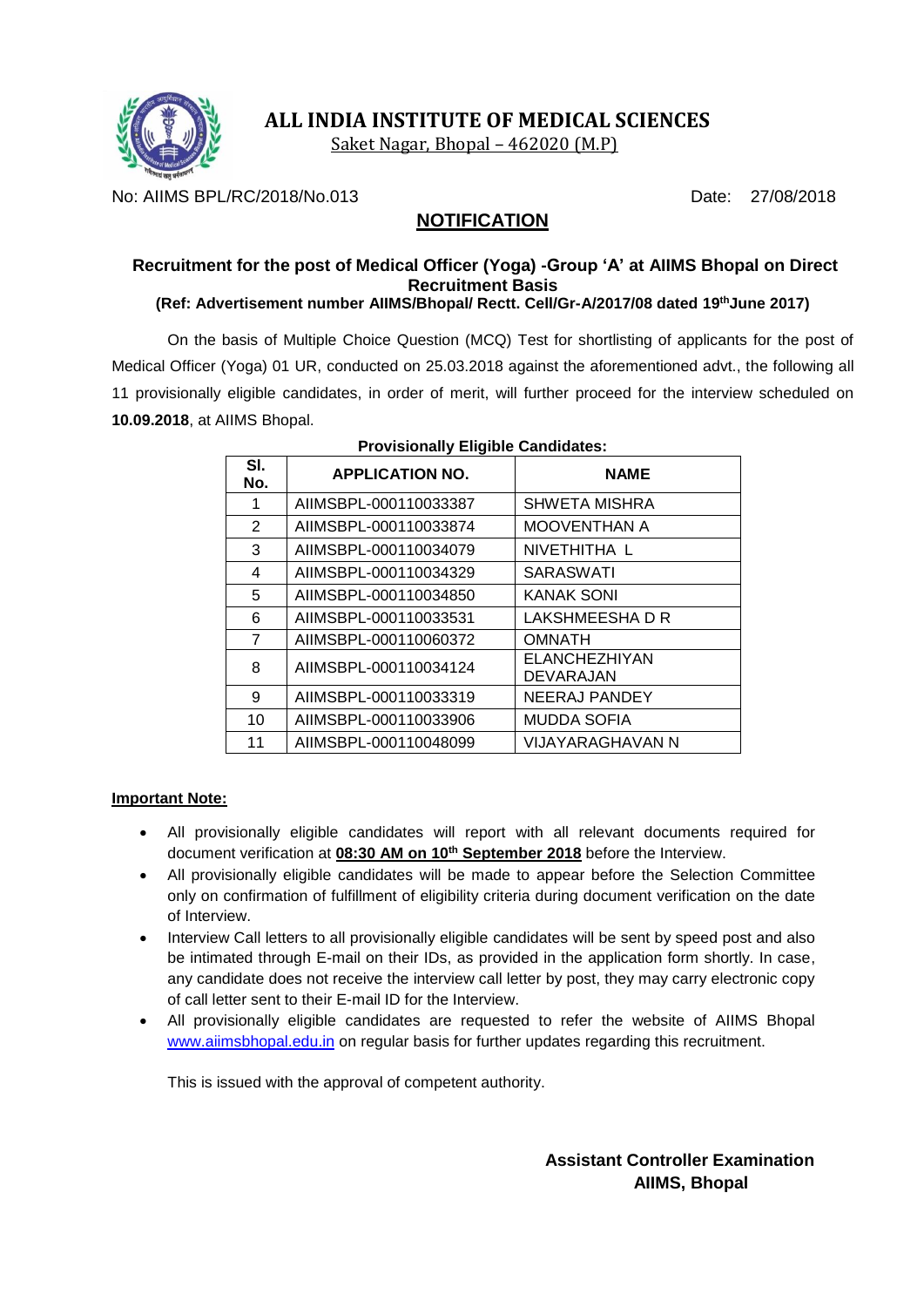# ALL INDIA INSTITUTE OF MEDICAL SCIENCES

Saket Nagar, Bhopal – 462020 (M.P)

No: AIIMS BPL/RC/2018/No.013 Date: 27/08/2018

## NOTIFICATION

### Recruitment for the post of Medical Officer (Yoga) -Group 'A' at AIIMS Bhopal on Direct Recruitment Basis

**(Ref: Advertisement number AIIMS/Bhopal/ Rectt. Cell/Gr-A/2017/08 dated 19th June 2017)**

On the basis of Multiple Choice Question (MCQ) Test for shortlisting of applicants for the post of Medical Officer (Yoga) 01 UR, conducted on 25.03.2018 against the aforementioned advt., the following all 11 provisionally eligible candidates, in order of merit, will further proceed for the interview scheduled on **10.09.2018**, at AIIMS Bhopal.

**Provisionally Eligible Candidates:**

| Sl. No. | APPLICATION NO. | NAME |
|---|---|---|
| 1 | AIIMSBPL-000110033387 | SHWETA MISHRA |
| 2 | AIIMSBPL-000110033874 | MOOVENTHAN A |
| 3 | AIIMSBPL-000110034079 | NIVETHITHA L |
| 4 | AIIMSBPL-000110034329 | SARASWATI |
| 5 | AIIMSBPL-000110034850 | KANAK SONI |
| 6 | AIIMSBPL-000110033531 | LAKSHMEESHA D R |
| 7 | AIIMSBPL-000110060372 | OMNATH |
| 8 | AIIMSBPL-000110034124 | ELANCHEZHIYAN DEVARAJAN |
| 9 | AIIMSBPL-000110033319 | NEERAJ PANDEY |
| 10 | AIIMSBPL-000110033906 | MUDDA SOFIA |
| 11 | AIIMSBPL-000110048099 | VIJAYARAGHAVAN N |

**Important Note:**

- All provisionally eligible candidates will report with all relevant documents required for document verification at **08:30 AM on 10th September 2018** before the Interview.
- All provisionally eligible candidates will be made to appear before the Selection Committee only on confirmation of fulfillment of eligibility criteria during document verification on the date of Interview.
- Interview Call letters to all provisionally eligible candidates will be sent by speed post and also be intimated through E-mail on their IDs, as provided in the application form shortly. In case, any candidate does not receive the interview call letter by post, they may carry electronic copy of call letter sent to their E-mail ID for the Interview.
- All provisionally eligible candidates are requested to refer the website of AIIMS Bhopal www.aiimsbhopal.edu.in on regular basis for further updates regarding this recruitment.

This is issued with the approval of competent authority.

**Assistant Controller Examination**
**AIIMS, Bhopal**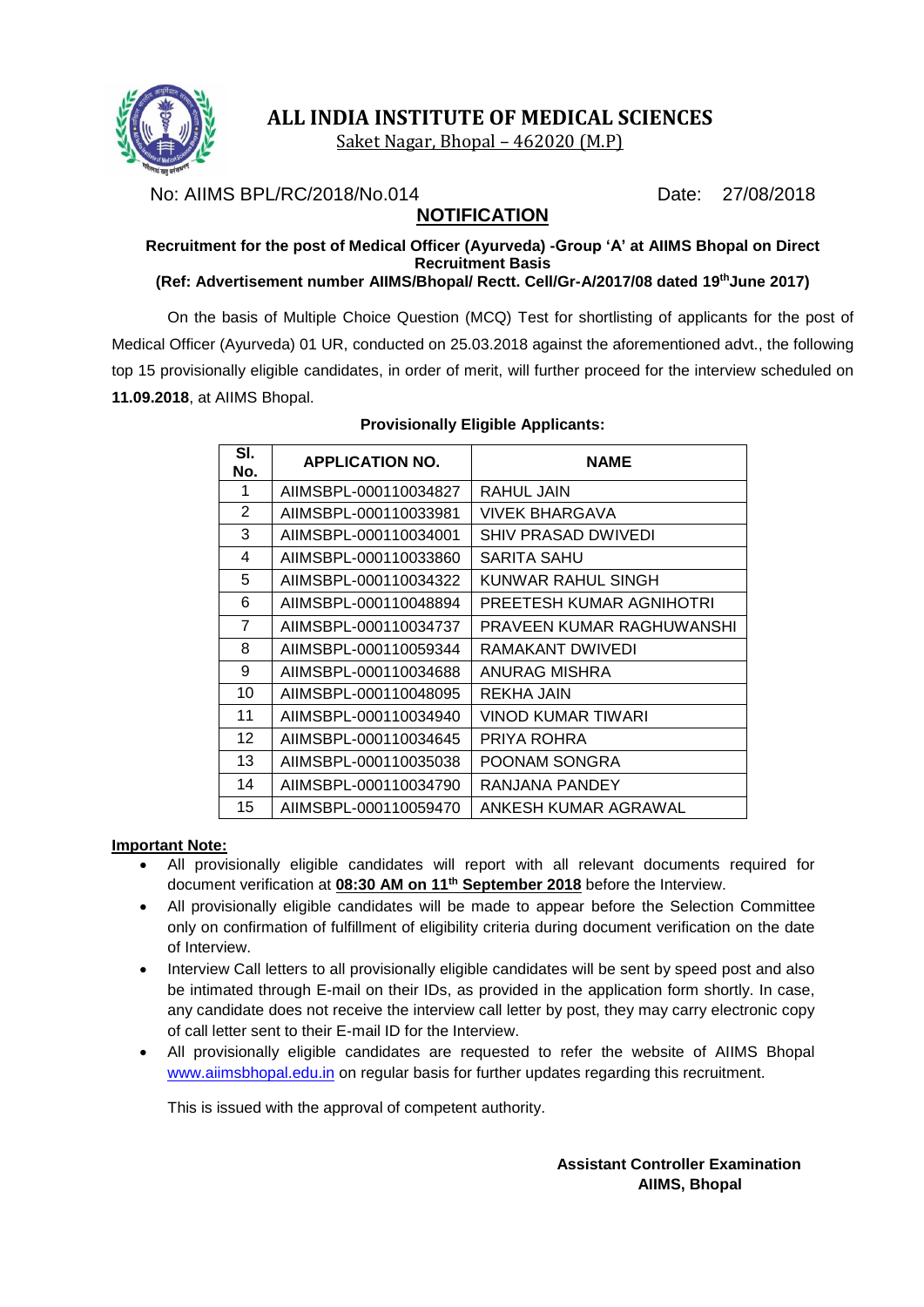# ALL INDIA INSTITUTE OF MEDICAL SCIENCES

Saket Nagar, Bhopal – 462020 (M.P)

No: AIIMS BPL/RC/2018/No.014 Date: 27/08/2018

## NOTIFICATION

**Recruitment for the post of Medical Officer (Ayurveda) -Group 'A' at AIIMS Bhopal on Direct Recruitment Basis**

**(Ref: Advertisement number AIIMS/Bhopal/ Rectt. Cell/Gr-A/2017/08 dated 19th June 2017)**

On the basis of Multiple Choice Question (MCQ) Test for shortlisting of applicants for the post of Medical Officer (Ayurveda) 01 UR, conducted on 25.03.2018 against the aforementioned advt., the following top 15 provisionally eligible candidates, in order of merit, will further proceed for the interview scheduled on **11.09.2018**, at AIIMS Bhopal.

**Provisionally Eligible Applicants:**

| Sl. No. | APPLICATION NO. | NAME |
|---|---|---|
| 1 | AIIMSBPL-000110034827 | RAHUL JAIN |
| 2 | AIIMSBPL-000110033981 | VIVEK BHARGAVA |
| 3 | AIIMSBPL-000110034001 | SHIV PRASAD DWIVEDI |
| 4 | AIIMSBPL-000110033860 | SARITA SAHU |
| 5 | AIIMSBPL-000110034322 | KUNWAR RAHUL SINGH |
| 6 | AIIMSBPL-000110048894 | PREETESH KUMAR AGNIHOTRI |
| 7 | AIIMSBPL-000110034737 | PRAVEEN KUMAR RAGHUWANSHI |
| 8 | AIIMSBPL-000110059344 | RAMAKANT DWIVEDI |
| 9 | AIIMSBPL-000110034688 | ANURAG MISHRA |
| 10 | AIIMSBPL-000110048095 | REKHA JAIN |
| 11 | AIIMSBPL-000110034940 | VINOD KUMAR TIWARI |
| 12 | AIIMSBPL-000110034645 | PRIYA ROHRA |
| 13 | AIIMSBPL-000110035038 | POONAM SONGRA |
| 14 | AIIMSBPL-000110034790 | RANJANA PANDEY |
| 15 | AIIMSBPL-000110059470 | ANKESH KUMAR AGRAWAL |

**Important Note:**

- All provisionally eligible candidates will report with all relevant documents required for document verification at **08:30 AM on 11th September 2018** before the Interview.
- All provisionally eligible candidates will be made to appear before the Selection Committee only on confirmation of fulfillment of eligibility criteria during document verification on the date of Interview.
- Interview Call letters to all provisionally eligible candidates will be sent by speed post and also be intimated through E-mail on their IDs, as provided in the application form shortly. In case, any candidate does not receive the interview call letter by post, they may carry electronic copy of call letter sent to their E-mail ID for the Interview.
- All provisionally eligible candidates are requested to refer the website of AIIMS Bhopal www.aiimsbhopal.edu.in on regular basis for further updates regarding this recruitment.

This is issued with the approval of competent authority.

**Assistant Controller Examination**
**AIIMS, Bhopal**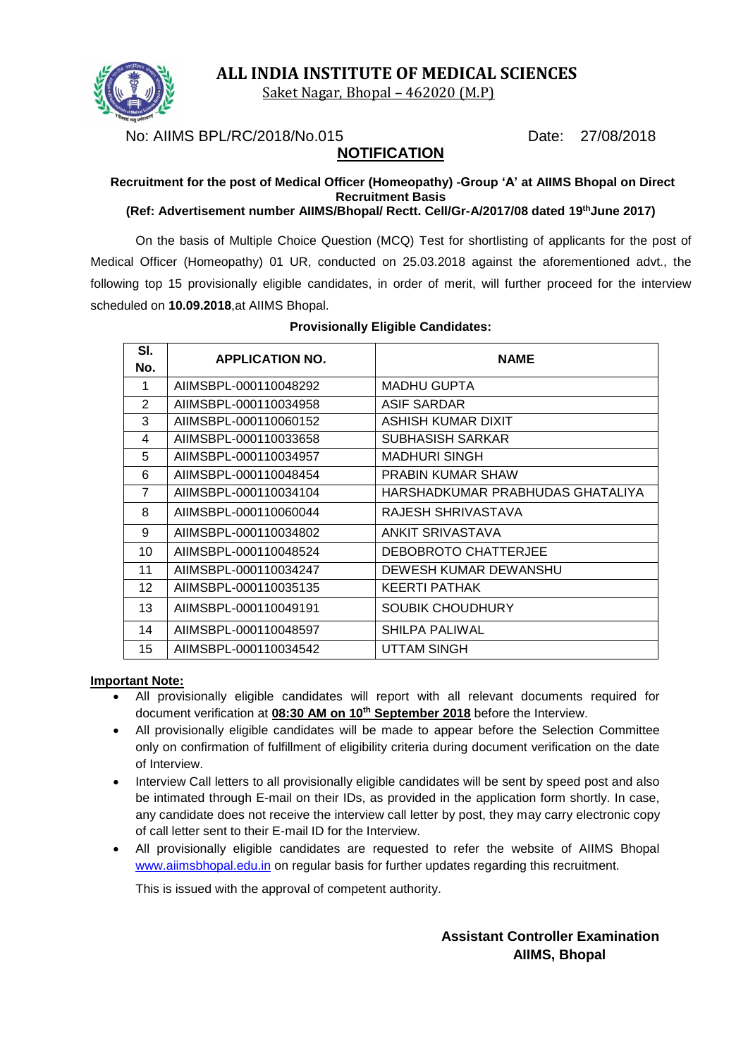# ALL INDIA INSTITUTE OF MEDICAL SCIENCES

Saket Nagar, Bhopal – 462020 (M.P)

No: AIIMS BPL/RC/2018/No.015 Date: 27/08/2018

## NOTIFICATION

**Recruitment for the post of Medical Officer (Homeopathy) -Group 'A' at AIIMS Bhopal on Direct Recruitment Basis**
**(Ref: Advertisement number AIIMS/Bhopal/ Rectt. Cell/Gr-A/2017/08 dated 19th June 2017)**

On the basis of Multiple Choice Question (MCQ) Test for shortlisting of applicants for the post of Medical Officer (Homeopathy) 01 UR, conducted on 25.03.2018 against the aforementioned advt., the following top 15 provisionally eligible candidates, in order of merit, will further proceed for the interview scheduled on **10.09.2018**,at AIIMS Bhopal.

**Provisionally Eligible Candidates:**

| Sl. No. | APPLICATION NO. | NAME |
|---|---|---|
| 1 | AIIMSBPL-000110048292 | MADHU GUPTA |
| 2 | AIIMSBPL-000110034958 | ASIF SARDAR |
| 3 | AIIMSBPL-000110060152 | ASHISH KUMAR DIXIT |
| 4 | AIIMSBPL-000110033658 | SUBHASISH SARKAR |
| 5 | AIIMSBPL-000110034957 | MADHURI SINGH |
| 6 | AIIMSBPL-000110048454 | PRABIN KUMAR SHAW |
| 7 | AIIMSBPL-000110034104 | HARSHADKUMAR PRABHUDAS GHATALIYA |
| 8 | AIIMSBPL-000110060044 | RAJESH SHRIVASTAVA |
| 9 | AIIMSBPL-000110034802 | ANKIT SRIVASTAVA |
| 10 | AIIMSBPL-000110048524 | DEBOBROTO CHATTERJEE |
| 11 | AIIMSBPL-000110034247 | DEWESH KUMAR DEWANSHU |
| 12 | AIIMSBPL-000110035135 | KEERTI PATHAK |
| 13 | AIIMSBPL-000110049191 | SOUBIK CHOUDHURY |
| 14 | AIIMSBPL-000110048597 | SHILPA PALIWAL |
| 15 | AIIMSBPL-000110034542 | UTTAM SINGH |

**Important Note:**

- All provisionally eligible candidates will report with all relevant documents required for document verification at **08:30 AM on 10th September 2018** before the Interview.
- All provisionally eligible candidates will be made to appear before the Selection Committee only on confirmation of fulfillment of eligibility criteria during document verification on the date of Interview.
- Interview Call letters to all provisionally eligible candidates will be sent by speed post and also be intimated through E-mail on their IDs, as provided in the application form shortly. In case, any candidate does not receive the interview call letter by post, they may carry electronic copy of call letter sent to their E-mail ID for the Interview.
- All provisionally eligible candidates are requested to refer the website of AIIMS Bhopal www.aiimsbhopal.edu.in on regular basis for further updates regarding this recruitment.

This is issued with the approval of competent authority.

**Assistant Controller Examination**
**AIIMS, Bhopal**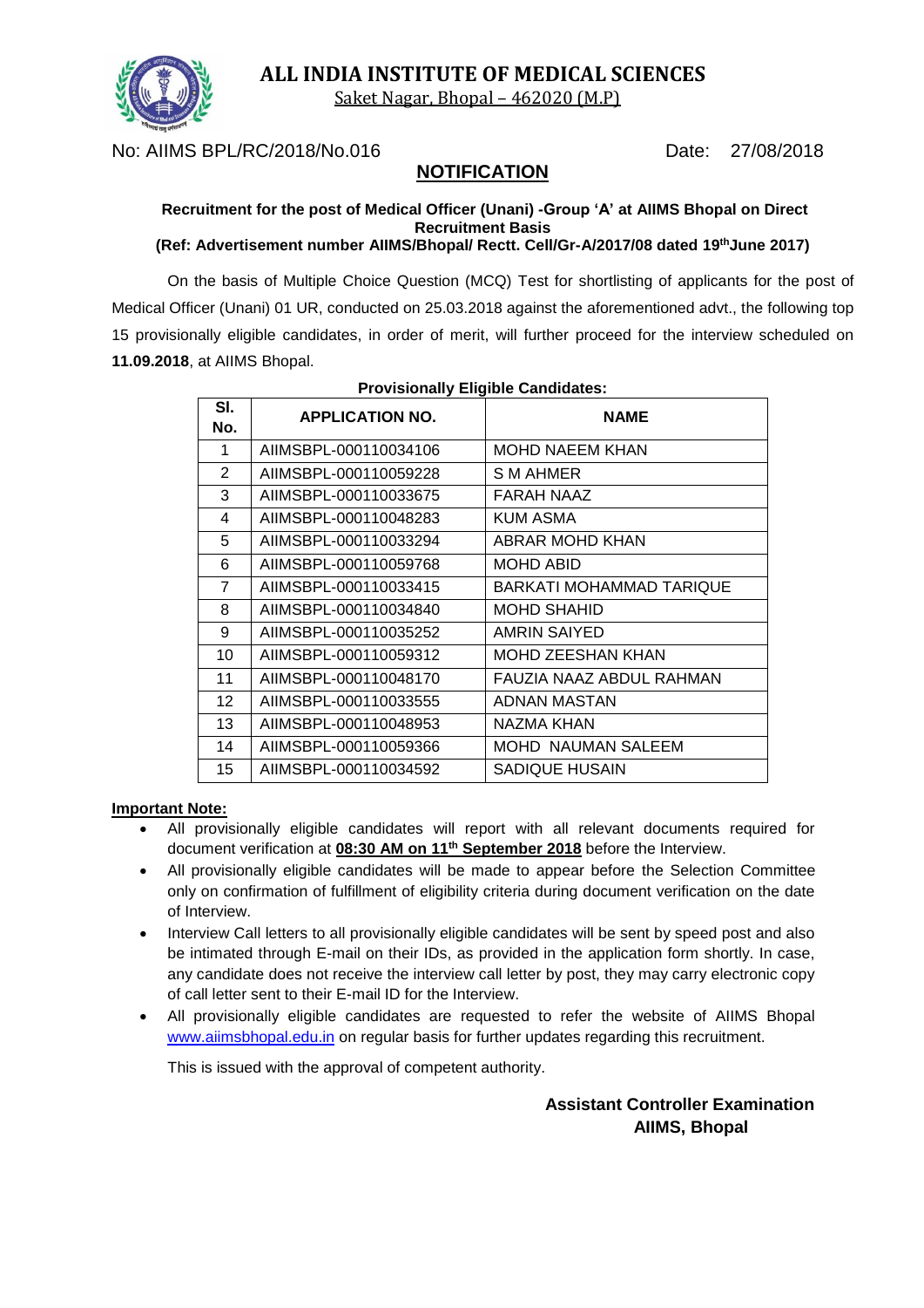# ALL INDIA INSTITUTE OF MEDICAL SCIENCES

Saket Nagar, Bhopal – 462020 (M.P)

No: AIIMS BPL/RC/2018/No.016 Date: 27/08/2018

## NOTIFICATION

**Recruitment for the post of Medical Officer (Unani) -Group 'A' at AIIMS Bhopal on Direct Recruitment Basis**
**(Ref: Advertisement number AIIMS/Bhopal/ Rectt. Cell/Gr-A/2017/08 dated 19th June 2017)**

On the basis of Multiple Choice Question (MCQ) Test for shortlisting of applicants for the post of Medical Officer (Unani) 01 UR, conducted on 25.03.2018 against the aforementioned advt., the following top 15 provisionally eligible candidates, in order of merit, will further proceed for the interview scheduled on **11.09.2018**, at AIIMS Bhopal.

**Provisionally Eligible Candidates:**

| Sl. No. | APPLICATION NO. | NAME |
|---|---|---|
| 1 | AIIMSBPL-000110034106 | MOHD NAEEM KHAN |
| 2 | AIIMSBPL-000110059228 | S M AHMER |
| 3 | AIIMSBPL-000110033675 | FARAH NAAZ |
| 4 | AIIMSBPL-000110048283 | KUM ASMA |
| 5 | AIIMSBPL-000110033294 | ABRAR MOHD KHAN |
| 6 | AIIMSBPL-000110059768 | MOHD ABID |
| 7 | AIIMSBPL-000110033415 | BARKATI MOHAMMAD TARIQUE |
| 8 | AIIMSBPL-000110034840 | MOHD SHAHID |
| 9 | AIIMSBPL-000110035252 | AMRIN SAIYED |
| 10 | AIIMSBPL-000110059312 | MOHD ZEESHAN KHAN |
| 11 | AIIMSBPL-000110048170 | FAUZIA NAAZ ABDUL RAHMAN |
| 12 | AIIMSBPL-000110033555 | ADNAN MASTAN |
| 13 | AIIMSBPL-000110048953 | NAZMA KHAN |
| 14 | AIIMSBPL-000110059366 | MOHD NAUMAN SALEEM |
| 15 | AIIMSBPL-000110034592 | SADIQUE HUSAIN |

**Important Note:**

- All provisionally eligible candidates will report with all relevant documents required for document verification at **08:30 AM on 11th September 2018** before the Interview.
- All provisionally eligible candidates will be made to appear before the Selection Committee only on confirmation of fulfillment of eligibility criteria during document verification on the date of Interview.
- Interview Call letters to all provisionally eligible candidates will be sent by speed post and also be intimated through E-mail on their IDs, as provided in the application form shortly. In case, any candidate does not receive the interview call letter by post, they may carry electronic copy of call letter sent to their E-mail ID for the Interview.
- All provisionally eligible candidates are requested to refer the website of AIIMS Bhopal www.aiimsbhopal.edu.in on regular basis for further updates regarding this recruitment.

This is issued with the approval of competent authority.

**Assistant Controller Examination**
**AIIMS, Bhopal**